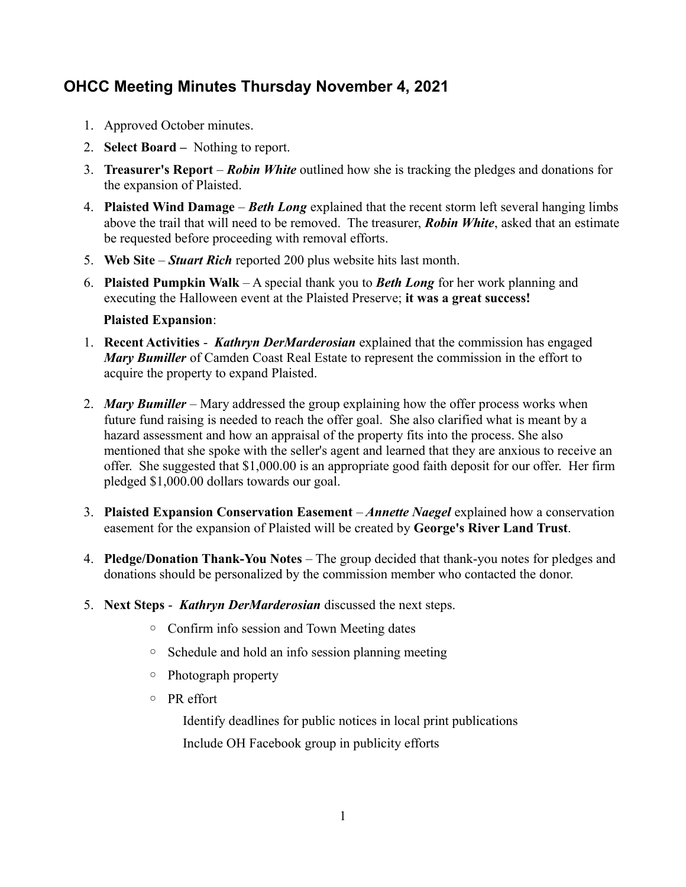## OHCC Meeting Minutes Thursday November 4, 2021

1. Approved October minutes.
2. **Select Board –** Nothing to report.
3. **Treasurer's Report** – ***Robin White*** outlined how she is tracking the pledges and donations for the expansion of Plaisted.
4. **Plaisted Wind Damage** – ***Beth Long*** explained that the recent storm left several hanging limbs above the trail that will need to be removed. The treasurer, ***Robin White***, asked that an estimate be requested before proceeding with removal efforts.
5. **Web Site** – ***Stuart Rich*** reported 200 plus website hits last month.
6. **Plaisted Pumpkin Walk** – A special thank you to ***Beth Long*** for her work planning and executing the Halloween event at the Plaisted Preserve; **it was a great success!**

**Plaisted Expansion**:

1. **Recent Activities** - ***Kathryn DerMarderosian*** explained that the commission has engaged ***Mary Bumiller*** of Camden Coast Real Estate to represent the commission in the effort to acquire the property to expand Plaisted.

2. ***Mary Bumiller*** – Mary addressed the group explaining how the offer process works when future fund raising is needed to reach the offer goal. She also clarified what is meant by a hazard assessment and how an appraisal of the property fits into the process. She also mentioned that she spoke with the seller's agent and learned that they are anxious to receive an offer. She suggested that $1,000.00 is an appropriate good faith deposit for our offer. Her firm pledged $1,000.00 dollars towards our goal.

3. **Plaisted Expansion Conservation Easement** – ***Annette Naegel*** explained how a conservation easement for the expansion of Plaisted will be created by **George's River Land Trust**.

4. **Pledge/Donation Thank-You Notes** – The group decided that thank-you notes for pledges and donations should be personalized by the commission member who contacted the donor.

5. **Next Steps** - ***Kathryn DerMarderosian*** discussed the next steps.
   - Confirm info session and Town Meeting dates
   - Schedule and hold an info session planning meeting
   - Photograph property
   - PR effort
     - Identify deadlines for public notices in local print publications
     - Include OH Facebook group in publicity efforts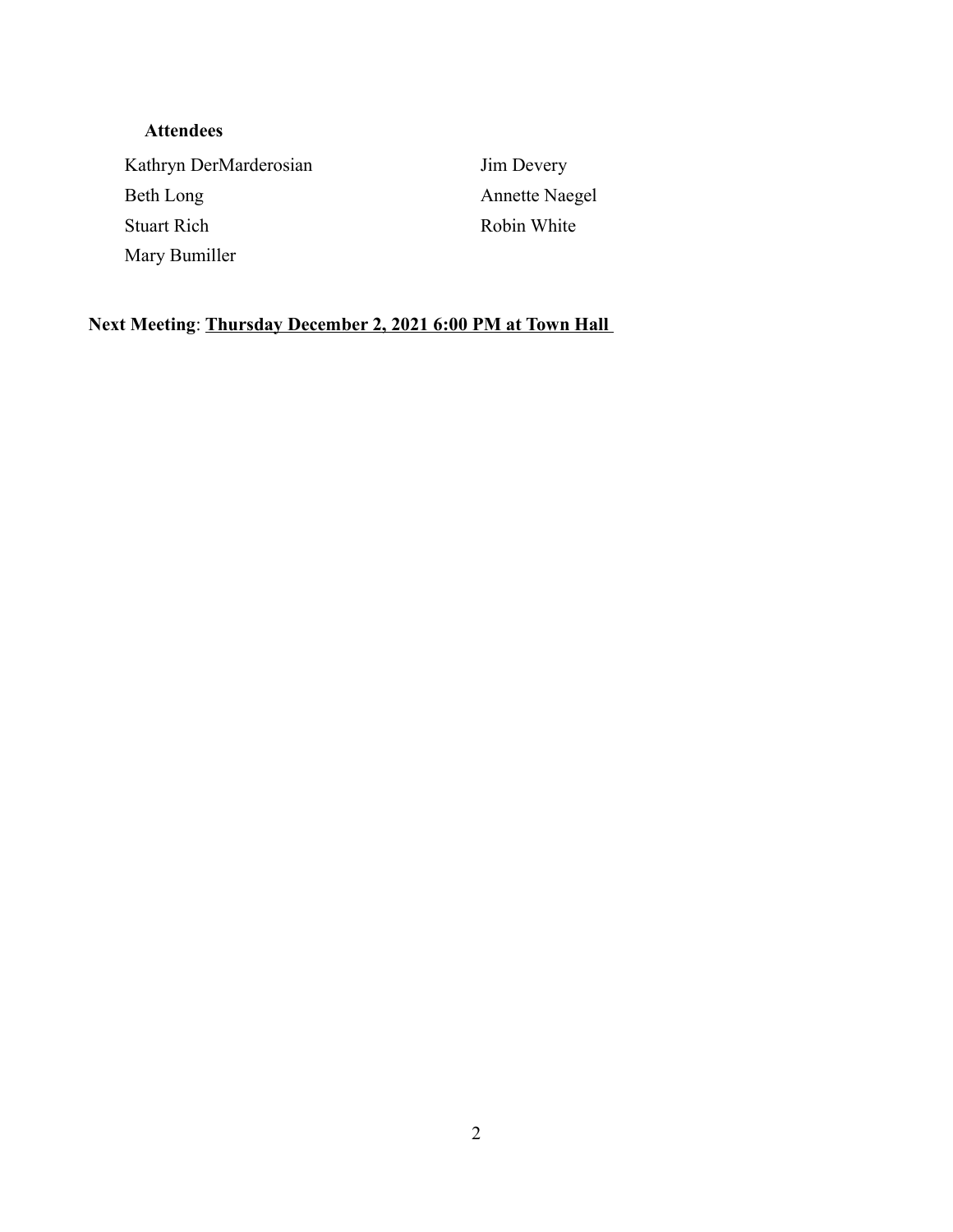**Attendees**

| | |
|---|---|
| Kathryn DerMarderosian | Jim Devery |
| Beth Long | Annette Naegel |
| Stuart Rich | Robin White |
| Mary Bumiller | |

**Next Meeting**: **Thursday December 2, 2021 6:00 PM at Town Hall**